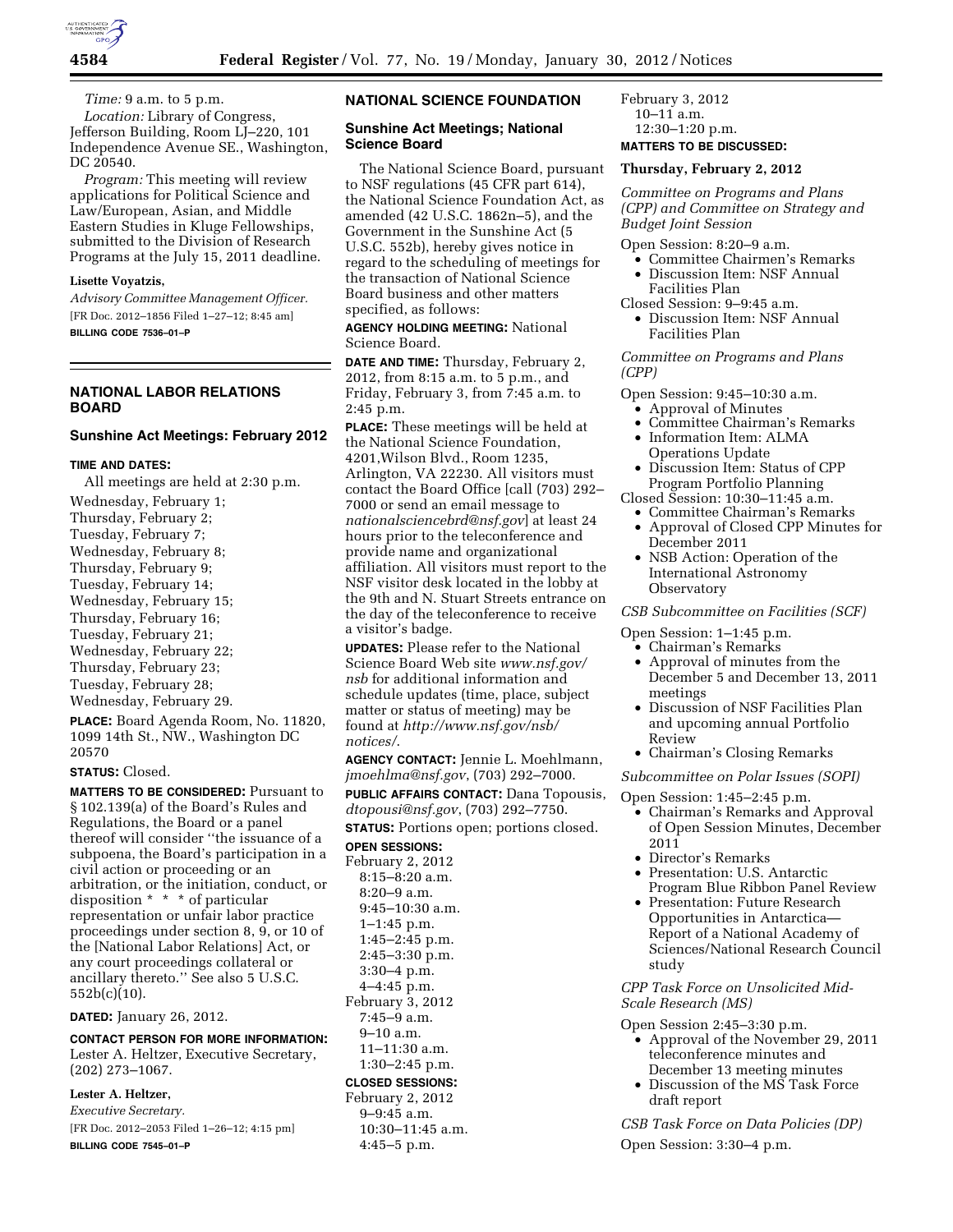*Time:* 9 a.m. to 5 p.m.

*Location:* Library of Congress, Jefferson Building, Room LJ–220, 101 Independence Avenue SE., Washington, DC 20540.

*Program:* This meeting will review applications for Political Science and Law/European, Asian, and Middle Eastern Studies in Kluge Fellowships, submitted to the Division of Research Programs at the July 15, 2011 deadline.

**Lisette Voyatzis,**

*Advisory Committee Management Officer.*

[FR Doc. 2012–1856 Filed 1–27–12; 8:45 am]

**BILLING CODE 7536–01–P**

## NATIONAL LABOR RELATIONS BOARD

### Sunshine Act Meetings: February 2012

**TIME AND DATES:**

All meetings are held at 2:30 p.m.

Wednesday, February 1;
Thursday, February 2;
Tuesday, February 7;
Wednesday, February 8;
Thursday, February 9;
Tuesday, February 14;
Wednesday, February 15;
Thursday, February 16;
Tuesday, February 21;
Wednesday, February 22;
Thursday, February 23;
Tuesday, February 28;
Wednesday, February 29.

**PLACE:** Board Agenda Room, No. 11820, 1099 14th St., NW., Washington DC 20570

**STATUS:** Closed.

**MATTERS TO BE CONSIDERED:** Pursuant to § 102.139(a) of the Board's Rules and Regulations, the Board or a panel thereof will consider ''the issuance of a subpoena, the Board's participation in a civil action or proceeding or an arbitration, or the initiation, conduct, or disposition * * * of particular representation or unfair labor practice proceedings under section 8, 9, or 10 of the [National Labor Relations] Act, or any court proceedings collateral or ancillary thereto.'' See also 5 U.S.C. 552b(c)(10).

**DATED:** January 26, 2012.

**CONTACT PERSON FOR MORE INFORMATION:** Lester A. Heltzer, Executive Secretary, (202) 273–1067.

**Lester A. Heltzer,**

*Executive Secretary.*

[FR Doc. 2012–2053 Filed 1–26–12; 4:15 pm]

**BILLING CODE 7545–01–P**

## NATIONAL SCIENCE FOUNDATION

### Sunshine Act Meetings; National Science Board

The National Science Board, pursuant to NSF regulations (45 CFR part 614), the National Science Foundation Act, as amended (42 U.S.C. 1862n–5), and the Government in the Sunshine Act (5 U.S.C. 552b), hereby gives notice in regard to the scheduling of meetings for the transaction of National Science Board business and other matters specified, as follows:

**AGENCY HOLDING MEETING:** National Science Board.

**DATE AND TIME:** Thursday, February 2, 2012, from 8:15 a.m. to 5 p.m., and Friday, February 3, from 7:45 a.m. to 2:45 p.m.

**PLACE:** These meetings will be held at the National Science Foundation, 4201,Wilson Blvd., Room 1235, Arlington, VA 22230. All visitors must contact the Board Office [call (703) 292–7000 or send an email message to *nationalsciencebrd@nsf.gov*] at least 24 hours prior to the teleconference and provide name and organizational affiliation. All visitors must report to the NSF visitor desk located in the lobby at the 9th and N. Stuart Streets entrance on the day of the teleconference to receive a visitor's badge.

**UPDATES:** Please refer to the National Science Board Web site *www.nsf.gov/nsb* for additional information and schedule updates (time, place, subject matter or status of meeting) may be found at *http://www.nsf.gov/nsb/notices/*.

**AGENCY CONTACT:** Jennie L. Moehlmann, *jmoehlma@nsf.gov*, (703) 292–7000.

**PUBLIC AFFAIRS CONTACT:** Dana Topousis, *dtopousi@nsf.gov*, (703) 292–7750.

**STATUS:** Portions open; portions closed.

**OPEN SESSIONS:**

February 2, 2012
8:15–8:20 a.m.
8:20–9 a.m.
9:45–10:30 a.m.
1–1:45 p.m.
1:45–2:45 p.m.
2:45–3:30 p.m.
3:30–4 p.m.
4–4:45 p.m.

February 3, 2012
7:45–9 a.m.
9–10 a.m.
11–11:30 a.m.
1:30–2:45 p.m.

**CLOSED SESSIONS:**

February 2, 2012
9–9:45 a.m.
10:30–11:45 a.m.
4:45–5 p.m.

February 3, 2012
10–11 a.m.
12:30–1:20 p.m.

**MATTERS TO BE DISCUSSED:**

**Thursday, February 2, 2012**

*Committee on Programs and Plans (CPP) and Committee on Strategy and Budget Joint Session*

Open Session: 8:20–9 a.m.

- Committee Chairmen's Remarks
- Discussion Item: NSF Annual Facilities Plan

Closed Session: 9–9:45 a.m.

- Discussion Item: NSF Annual Facilities Plan

*Committee on Programs and Plans (CPP)*

Open Session: 9:45–10:30 a.m.

- Approval of Minutes
- Committee Chairman's Remarks
- Information Item: ALMA Operations Update
- Discussion Item: Status of CPP Program Portfolio Planning

Closed Session: 10:30–11:45 a.m.

- Committee Chairman's Remarks
- Approval of Closed CPP Minutes for December 2011
- NSB Action: Operation of the International Astronomy Observatory

*CSB Subcommittee on Facilities (SCF)*

Open Session: 1–1:45 p.m.

- Chairman's Remarks
- Approval of minutes from the December 5 and December 13, 2011 meetings
- Discussion of NSF Facilities Plan and upcoming annual Portfolio Review
- Chairman's Closing Remarks

*Subcommittee on Polar Issues (SOPI)*

Open Session: 1:45–2:45 p.m.

- Chairman's Remarks and Approval of Open Session Minutes, December 2011
- Director's Remarks
- Presentation: U.S. Antarctic Program Blue Ribbon Panel Review
- Presentation: Future Research Opportunities in Antarctica—Report of a National Academy of Sciences/National Research Council study

*CPP Task Force on Unsolicited Mid-Scale Research (MS)*

Open Session 2:45–3:30 p.m.

- Approval of the November 29, 2011 teleconference minutes and December 13 meeting minutes
- Discussion of the MS Task Force draft report

*CSB Task Force on Data Policies (DP)*

Open Session: 3:30–4 p.m.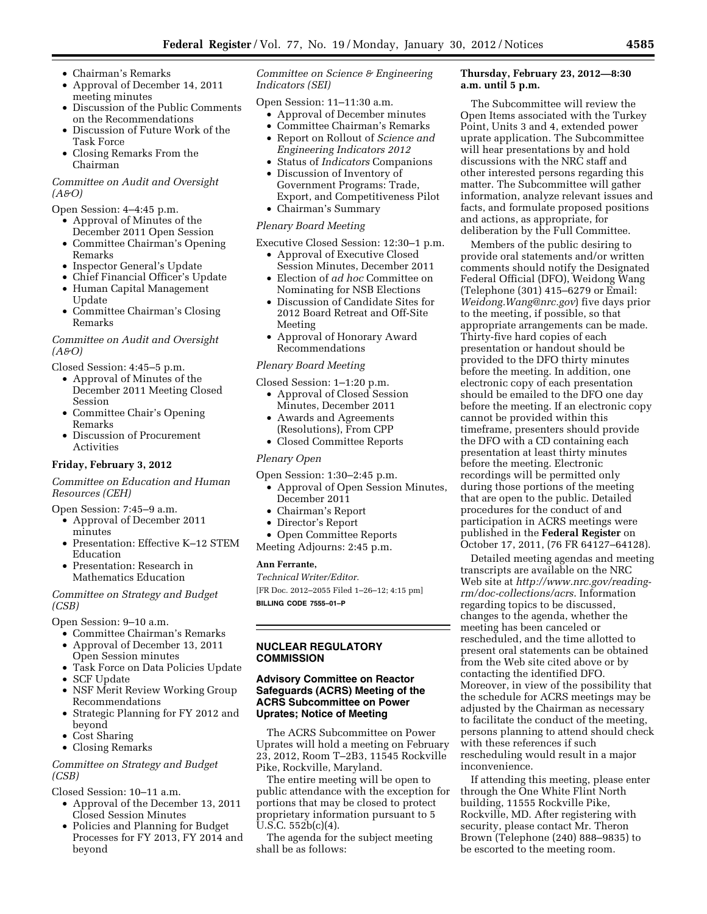- Chairman's Remarks
- Approval of December 14, 2011 meeting minutes
- Discussion of the Public Comments on the Recommendations
- Discussion of Future Work of the Task Force
- Closing Remarks From the Chairman

*Committee on Audit and Oversight (A&O)*

Open Session: 4–4:45 p.m.

- Approval of Minutes of the December 2011 Open Session
- Committee Chairman's Opening Remarks
- Inspector General's Update
- Chief Financial Officer's Update
- Human Capital Management Update
- Committee Chairman's Closing Remarks

*Committee on Audit and Oversight (A&O)*

Closed Session: 4:45–5 p.m.

- Approval of Minutes of the December 2011 Meeting Closed Session
- Committee Chair's Opening Remarks
- Discussion of Procurement Activities

**Friday, February 3, 2012**

*Committee on Education and Human Resources (CEH)*

Open Session: 7:45–9 a.m.

- Approval of December 2011 minutes
- Presentation: Effective K–12 STEM Education
- Presentation: Research in Mathematics Education

*Committee on Strategy and Budget (CSB)*

Open Session: 9–10 a.m.

- Committee Chairman's Remarks
- Approval of December 13, 2011 Open Session minutes
- Task Force on Data Policies Update
- SCF Update
- NSF Merit Review Working Group Recommendations
- Strategic Planning for FY 2012 and beyond
- Cost Sharing
- Closing Remarks

*Committee on Strategy and Budget (CSB)*

Closed Session: 10–11 a.m.

- Approval of the December 13, 2011 Closed Session Minutes
- Policies and Planning for Budget Processes for FY 2013, FY 2014 and beyond

*Committee on Science & Engineering Indicators (SEI)*

Open Session: 11–11:30 a.m.

- Approval of December minutes
- Committee Chairman's Remarks
- Report on Rollout of *Science and Engineering Indicators 2012*
- Status of *Indicators* Companions
- Discussion of Inventory of Government Programs: Trade, Export, and Competitiveness Pilot
- Chairman's Summary

*Plenary Board Meeting*

Executive Closed Session: 12:30–1 p.m.

- Approval of Executive Closed Session Minutes, December 2011
- Election of *ad hoc* Committee on Nominating for NSB Elections
- Discussion of Candidate Sites for 2012 Board Retreat and Off-Site Meeting
- Approval of Honorary Award Recommendations

*Plenary Board Meeting*

Closed Session: 1–1:20 p.m.

- Approval of Closed Session Minutes, December 2011
- Awards and Agreements (Resolutions), From CPP
- Closed Committee Reports

*Plenary Open*

Open Session: 1:30–2:45 p.m.

- Approval of Open Session Minutes, December 2011
- Chairman's Report
- Director's Report
- Open Committee Reports

Meeting Adjourns: 2:45 p.m.

**Ann Ferrante,**

*Technical Writer/Editor.*

[FR Doc. 2012–2055 Filed 1–26–12; 4:15 pm]

**BILLING CODE 7555–01–P**

## NUCLEAR REGULATORY COMMISSION

### Advisory Committee on Reactor Safeguards (ACRS) Meeting of the ACRS Subcommittee on Power Uprates; Notice of Meeting

The ACRS Subcommittee on Power Uprates will hold a meeting on February 23, 2012, Room T–2B3, 11545 Rockville Pike, Rockville, Maryland.

The entire meeting will be open to public attendance with the exception for portions that may be closed to protect proprietary information pursuant to 5 U.S.C. 552b(c)(4).

The agenda for the subject meeting shall be as follows:

**Thursday, February 23, 2012—8:30 a.m. until 5 p.m.**

The Subcommittee will review the Open Items associated with the Turkey Point, Units 3 and 4, extended power uprate application. The Subcommittee will hear presentations by and hold discussions with the NRC staff and other interested persons regarding this matter. The Subcommittee will gather information, analyze relevant issues and facts, and formulate proposed positions and actions, as appropriate, for deliberation by the Full Committee.

Members of the public desiring to provide oral statements and/or written comments should notify the Designated Federal Official (DFO), Weidong Wang (Telephone (301) 415–6279 or Email: *Weidong.Wang@nrc.gov*) five days prior to the meeting, if possible, so that appropriate arrangements can be made. Thirty-five hard copies of each presentation or handout should be provided to the DFO thirty minutes before the meeting. In addition, one electronic copy of each presentation should be emailed to the DFO one day before the meeting. If an electronic copy cannot be provided within this timeframe, presenters should provide the DFO with a CD containing each presentation at least thirty minutes before the meeting. Electronic recordings will be permitted only during those portions of the meeting that are open to the public. Detailed procedures for the conduct of and participation in ACRS meetings were published in the **Federal Register** on October 17, 2011, (76 FR 64127–64128).

Detailed meeting agendas and meeting transcripts are available on the NRC Web site at *http://www.nrc.gov/reading-rm/doc-collections/acrs.* Information regarding topics to be discussed, changes to the agenda, whether the meeting has been canceled or rescheduled, and the time allotted to present oral statements can be obtained from the Web site cited above or by contacting the identified DFO. Moreover, in view of the possibility that the schedule for ACRS meetings may be adjusted by the Chairman as necessary to facilitate the conduct of the meeting, persons planning to attend should check with these references if such rescheduling would result in a major inconvenience.

If attending this meeting, please enter through the One White Flint North building, 11555 Rockville Pike, Rockville, MD. After registering with security, please contact Mr. Theron Brown (Telephone (240) 888–9835) to be escorted to the meeting room.